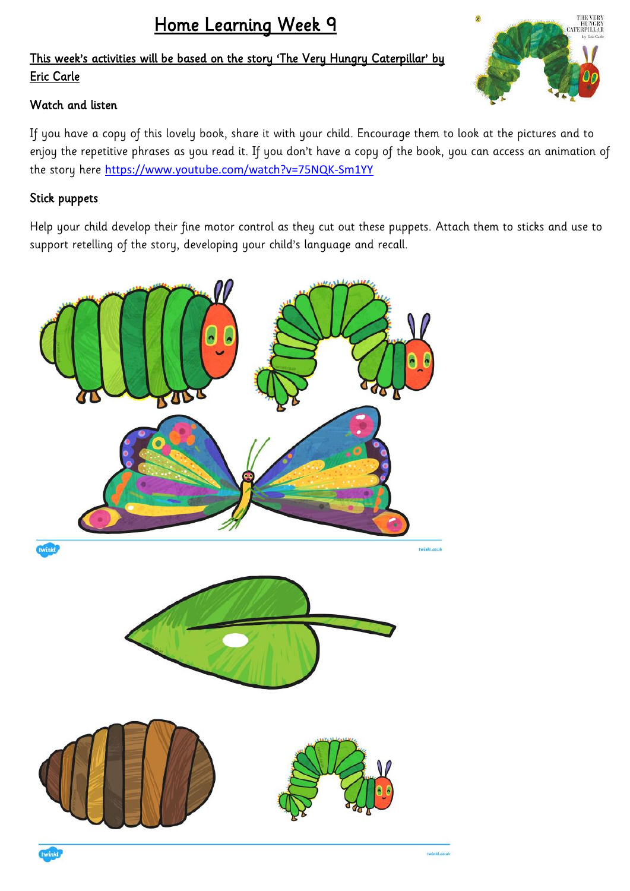# Home Learning Week 9

**This week's activities will be based on the story 'The Very Hungry Caterpillar' by Eric Carle**

### Watch and listen

If you have a copy of this lovely book, share it with your child. Encourage them to look at the pictures and to enjoy the repetitive phrases as you read it. If you don't have a copy of the book, you can access an animation of the story here https://www.youtube.com/watch?v=75NQK-Sm1YY

### Stick puppets

Help your child develop their fine motor control as they cut out these puppets. Attach them to sticks and use to support retelling of the story, developing your child's language and recall.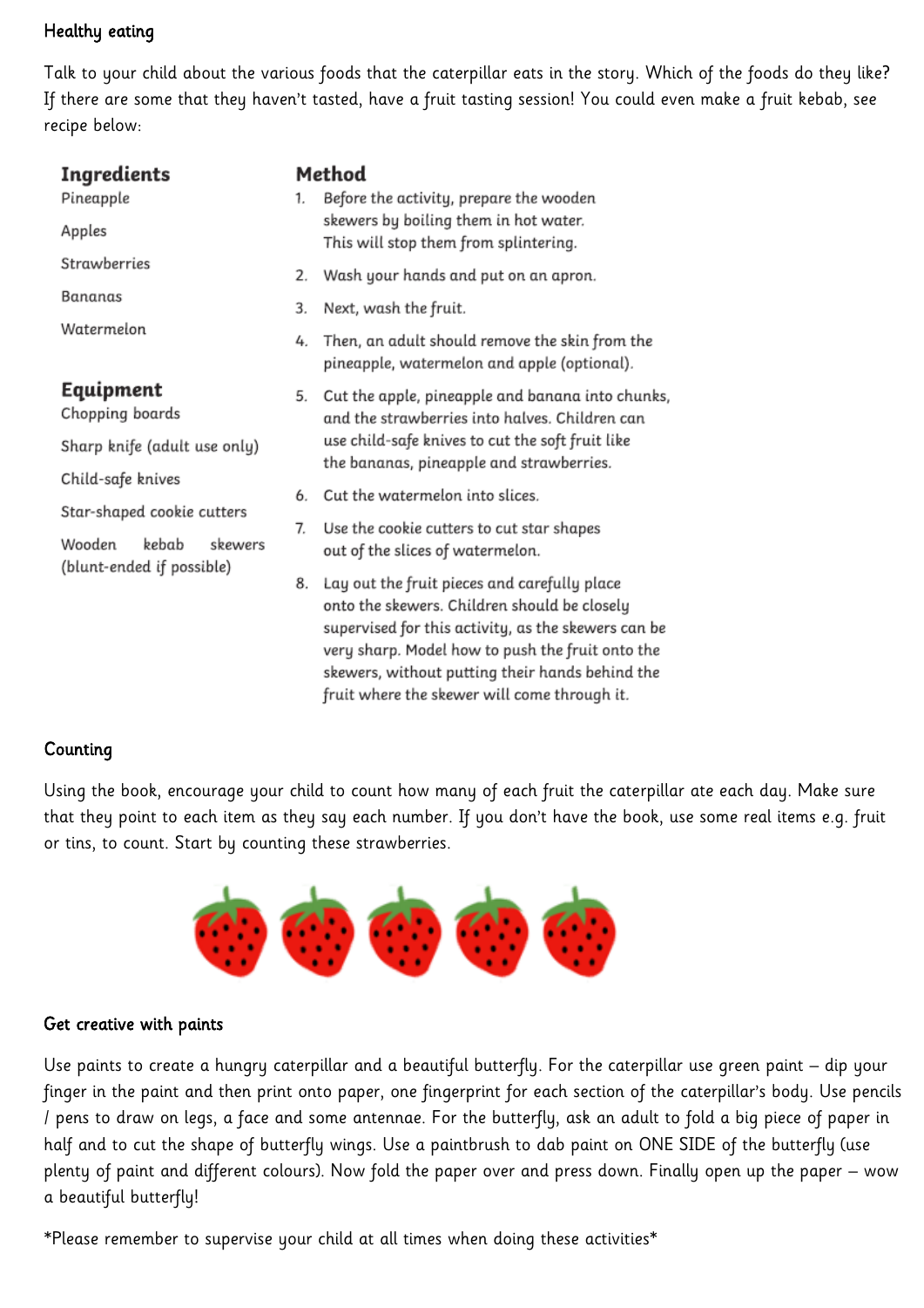## Healthy eating

Talk to your child about the various foods that the caterpillar eats in the story. Which of the foods do they like? If there are some that they haven't tasted, have a fruit tasting session! You could even make a fruit kebab, see recipe below:

### Ingredients

Pineapple

Apples

Strawberries

Bananas

Watermelon

### Equipment

Chopping boards

Sharp knife (adult use only)

Child-safe knives

Star-shaped cookie cutters

Wooden kebab skewers (blunt-ended if possible)

### Method

1. Before the activity, prepare the wooden skewers by boiling them in hot water. This will stop them from splintering.
2. Wash your hands and put on an apron.
3. Next, wash the fruit.
4. Then, an adult should remove the skin from the pineapple, watermelon and apple (optional).
5. Cut the apple, pineapple and banana into chunks, and the strawberries into halves. Children can use child-safe knives to cut the soft fruit like the bananas, pineapple and strawberries.
6. Cut the watermelon into slices.
7. Use the cookie cutters to cut star shapes out of the slices of watermelon.
8. Lay out the fruit pieces and carefully place onto the skewers. Children should be closely supervised for this activity, as the skewers can be very sharp. Model how to push the fruit onto the skewers, without putting their hands behind the fruit where the skewer will come through it.

## Counting

Using the book, encourage your child to count how many of each fruit the caterpillar ate each day. Make sure that they point to each item as they say each number. If you don't have the book, use some real items e.g. fruit or tins, to count. Start by counting these strawberries.

## Get creative with paints

Use paints to create a hungry caterpillar and a beautiful butterfly. For the caterpillar use green paint – dip your finger in the paint and then print onto paper, one fingerprint for each section of the caterpillar's body. Use pencils / pens to draw on legs, a face and some antennae. For the butterfly, ask an adult to fold a big piece of paper in half and to cut the shape of butterfly wings. Use a paintbrush to dab paint on ONE SIDE of the butterfly (use plenty of paint and different colours). Now fold the paper over and press down. Finally open up the paper – wow a beautiful butterfly!

*Please remember to supervise your child at all times when doing these activities*